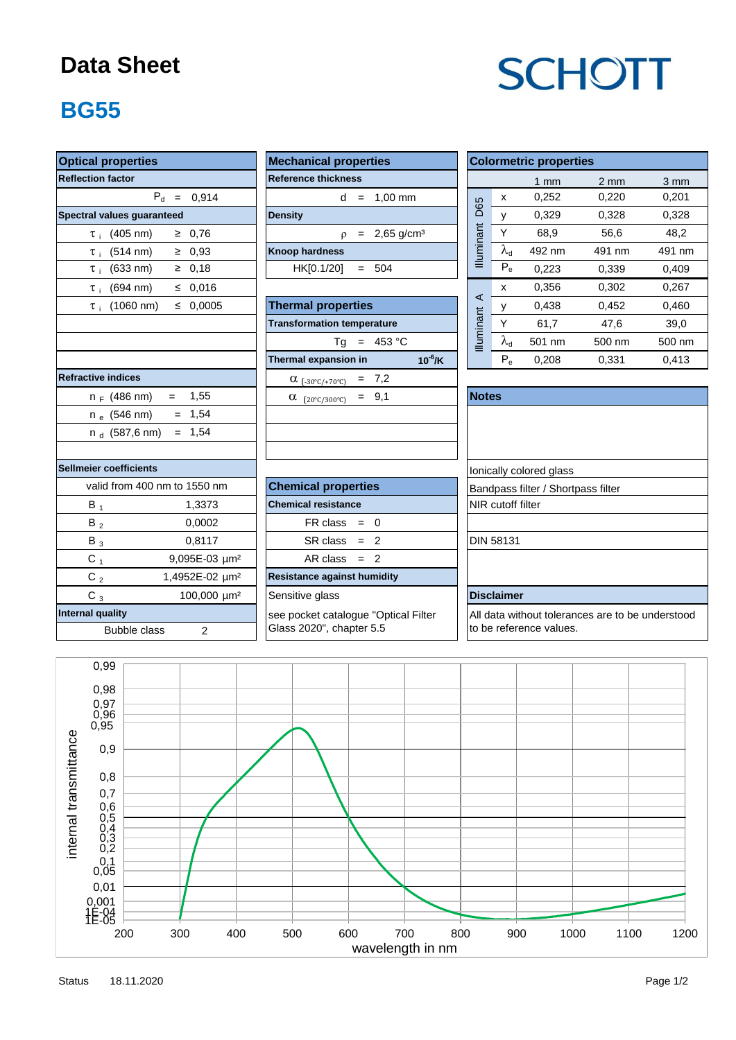# Data Sheet

SCHOTT

## BG55

| Optical properties | | | |
|---|---|---|---|
| **Reflection factor** | | | |
| $P_d$ | = | 0,914 | |
| **Spectral values guaranteed** | | | |
| $\tau_i$ (405 nm) | ≥ | 0,76 | |
| $\tau_i$ (514 nm) | ≥ | 0,93 | |
| $\tau_i$ (633 nm) | ≥ | 0,18 | |
| $\tau_i$ (694 nm) | ≤ | 0,016 | |
| $\tau_i$ (1060 nm) | ≤ | 0,0005 | |
| **Refractive indices** | | | |
| $n_F$ (486 nm) | = | 1,55 | |
| $n_e$ (546 nm) | = | 1,54 | |
| $n_d$ (587,6 nm) | = | 1,54 | |
| **Sellmeier coefficients** | | | |
| valid from 400 nm to 1550 nm | | | |
| $B_1$ | | 1,3373 | |
| $B_2$ | | 0,0002 | |
| $B_3$ | | 0,8117 | |
| $C_1$ | | 9,095E-03 µm² | |
| $C_2$ | | 1,4952E-02 µm² | |
| $C_3$ | | 100,000 µm² | |
| **Internal quality** | | | |
| Bubble class | | 2 | |

| Mechanical properties | | |
|---|---|---|
| **Reference thickness** | | |
| d | = | 1,00 mm |
| **Density** | | |
| ρ | = | 2,65 g/cm³ |
| **Knoop hardness** | | |
| HK[0.1/20] | = | 504 |

| Thermal properties | | |
|---|---|---|
| **Transformation temperature** | | |
| Tg | = | 453 °C |
| **Thermal expansion in** $10^{-6}$/K | | |
| $\alpha_{(-30°C/+70°C)}$ | = | 7,2 |
| $\alpha_{(20°C/300°C)}$ | = | 9,1 |

| Chemical properties | | |
|---|---|---|
| **Chemical resistance** | | |
| FR class | = | 0 |
| SR class | = | 2 |
| AR class | = | 2 |
| **Resistance against humidity** | | |
| Sensitive glass | | |
| see pocket catalogue "Optical Filter Glass 2020", chapter 5.5 | | |

| Colormetric properties | | 1 mm | 2 mm | 3 mm |
|---|---|---|---|---|
| Illuminant D65 | x | 0,252 | 0,220 | 0,201 |
| | y | 0,329 | 0,328 | 0,328 |
| | Y | 68,9 | 56,6 | 48,2 |
| | $\lambda_d$ | 492 nm | 491 nm | 491 nm |
| | $P_e$ | 0,223 | 0,339 | 0,409 |
| Illuminant A | x | 0,356 | 0,302 | 0,267 |
| | y | 0,438 | 0,452 | 0,460 |
| | Y | 61,7 | 47,6 | 39,0 |
| | $\lambda_d$ | 501 nm | 500 nm | 500 nm |
| | $P_e$ | 0,208 | 0,331 | 0,413 |

**Notes**

Ionically colored glass
Bandpass filter / Shortpass filter
NIR cutoff filter

DIN 58131

**Disclaimer**

All data without tolerances are to be understood to be reference values.

Status 18.11.2020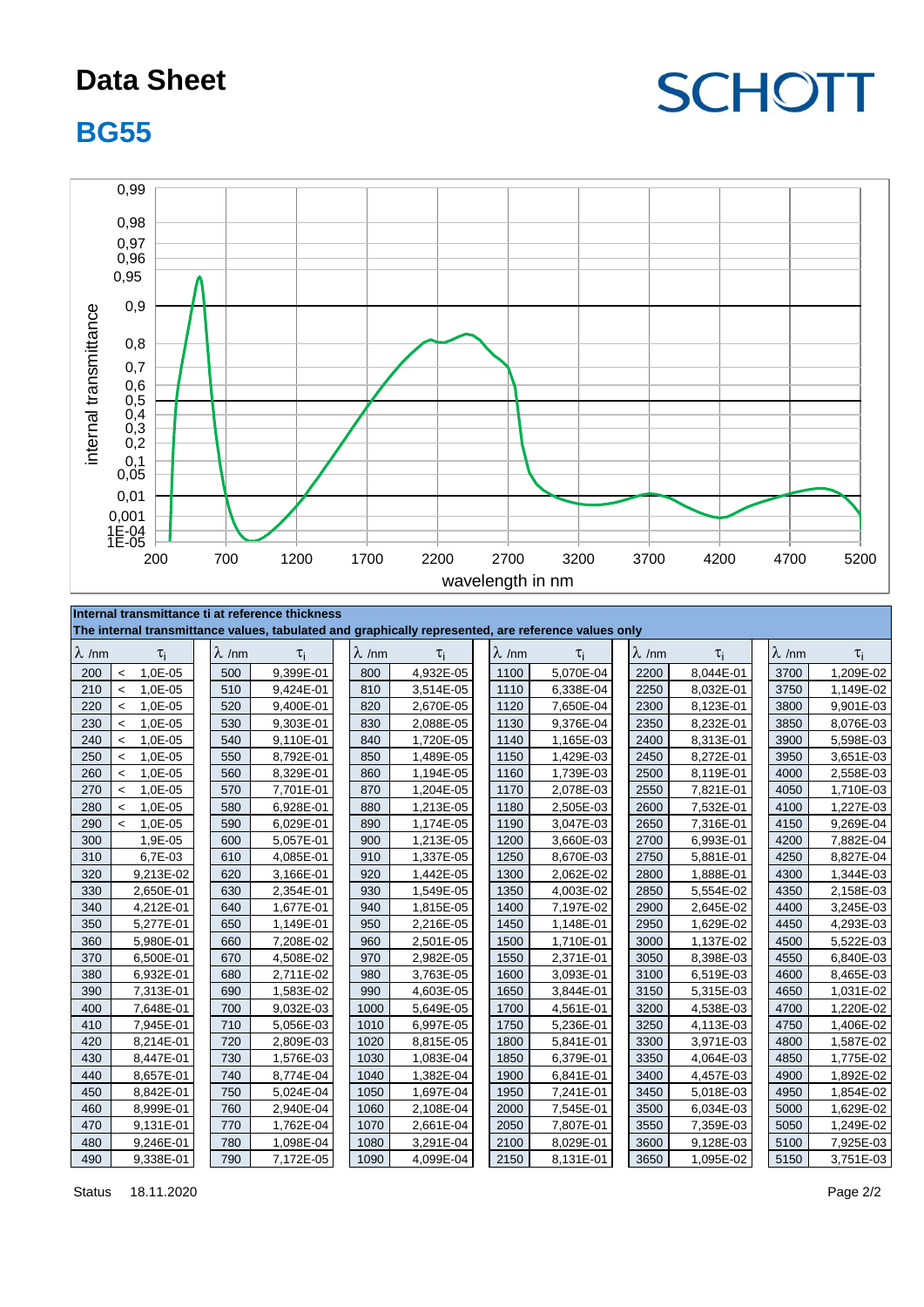# Data Sheet

SCHOTT

## BG55

internal transmittance

0,99
0,98
0,97
0,96
0,95
0,9
0,8
0,7
0,6
0,5
0,4
0,3
0,2
0,1
0,05
0,01
0,001
1E-04
1E-05

200 700 1200 1700 2200 2700 3200 3700 4200 4700 5200

wavelength in nm

**Internal transmittance ti at reference thickness**

**The internal transmittance values, tabulated and graphically represented, are reference values only**

| λ /nm | | $\tau_i$ | λ /nm | $\tau_i$ | λ /nm | $\tau_i$ | λ /nm | $\tau_i$ | λ /nm | $\tau_i$ | λ /nm | $\tau_i$ |
|---|---|---|---|---|---|---|---|---|---|---|---|---|
| 200 | < | 1,0E-05 | 500 | 9,399E-01 | 800 | 4,932E-05 | 1100 | 5,070E-04 | 2200 | 8,044E-01 | 3700 | 1,209E-02 |
| 210 | < | 1,0E-05 | 510 | 9,424E-01 | 810 | 3,514E-05 | 1110 | 6,338E-04 | 2250 | 8,032E-01 | 3750 | 1,149E-02 |
| 220 | < | 1,0E-05 | 520 | 9,400E-01 | 820 | 2,670E-05 | 1120 | 7,650E-04 | 2300 | 8,123E-01 | 3800 | 9,901E-03 |
| 230 | < | 1,0E-05 | 530 | 9,303E-01 | 830 | 2,088E-05 | 1130 | 9,376E-04 | 2350 | 8,232E-01 | 3850 | 8,076E-03 |
| 240 | < | 1,0E-05 | 540 | 9,110E-01 | 840 | 1,720E-05 | 1140 | 1,165E-03 | 2400 | 8,313E-01 | 3900 | 5,598E-03 |
| 250 | < | 1,0E-05 | 550 | 8,792E-01 | 850 | 1,489E-05 | 1150 | 1,429E-03 | 2450 | 8,272E-01 | 3950 | 3,651E-03 |
| 260 | < | 1,0E-05 | 560 | 8,329E-01 | 860 | 1,194E-05 | 1160 | 1,739E-03 | 2500 | 8,119E-01 | 4000 | 2,558E-03 |
| 270 | < | 1,0E-05 | 570 | 7,701E-01 | 870 | 1,204E-05 | 1170 | 2,078E-03 | 2550 | 7,821E-01 | 4050 | 1,710E-03 |
| 280 | < | 1,0E-05 | 580 | 6,928E-01 | 880 | 1,213E-05 | 1180 | 2,505E-03 | 2600 | 7,532E-01 | 4100 | 1,227E-03 |
| 290 | < | 1,0E-05 | 590 | 6,029E-01 | 890 | 1,174E-05 | 1190 | 3,047E-03 | 2650 | 7,316E-01 | 4150 | 9,269E-04 |
| 300 | | 1,9E-05 | 600 | 5,057E-01 | 900 | 1,213E-05 | 1200 | 3,660E-03 | 2700 | 6,993E-01 | 4200 | 7,882E-04 |
| 310 | | 6,7E-03 | 610 | 4,085E-01 | 910 | 1,337E-05 | 1250 | 8,670E-03 | 2750 | 5,881E-01 | 4250 | 8,827E-04 |
| 320 | | 9,213E-02 | 620 | 3,166E-01 | 920 | 1,442E-05 | 1300 | 2,062E-02 | 2800 | 1,888E-01 | 4300 | 1,344E-03 |
| 330 | | 2,650E-01 | 630 | 2,354E-01 | 930 | 1,549E-05 | 1350 | 4,003E-02 | 2850 | 5,554E-02 | 4350 | 2,158E-03 |
| 340 | | 4,212E-01 | 640 | 1,677E-01 | 940 | 1,815E-05 | 1400 | 7,197E-02 | 2900 | 2,645E-02 | 4400 | 3,245E-03 |
| 350 | | 5,277E-01 | 650 | 1,149E-01 | 950 | 2,216E-05 | 1450 | 1,148E-01 | 2950 | 1,629E-02 | 4450 | 4,293E-03 |
| 360 | | 5,980E-01 | 660 | 7,208E-02 | 960 | 2,501E-05 | 1500 | 1,710E-01 | 3000 | 1,137E-02 | 4500 | 5,522E-03 |
| 370 | | 6,500E-01 | 670 | 4,508E-02 | 970 | 2,982E-05 | 1550 | 2,371E-01 | 3050 | 8,398E-03 | 4550 | 6,840E-03 |
| 380 | | 6,932E-01 | 680 | 2,711E-02 | 980 | 3,763E-05 | 1600 | 3,093E-01 | 3100 | 6,519E-03 | 4600 | 8,465E-03 |
| 390 | | 7,313E-01 | 690 | 1,583E-02 | 990 | 4,603E-05 | 1650 | 3,844E-01 | 3150 | 5,315E-03 | 4650 | 1,031E-02 |
| 400 | | 7,648E-01 | 700 | 9,032E-03 | 1000 | 5,649E-05 | 1700 | 4,561E-01 | 3200 | 4,538E-03 | 4700 | 1,220E-02 |
| 410 | | 7,945E-01 | 710 | 5,056E-03 | 1010 | 6,997E-05 | 1750 | 5,236E-01 | 3250 | 4,113E-03 | 4750 | 1,406E-02 |
| 420 | | 8,214E-01 | 720 | 2,809E-03 | 1020 | 8,815E-05 | 1800 | 5,841E-01 | 3300 | 3,971E-03 | 4800 | 1,587E-02 |
| 430 | | 8,447E-01 | 730 | 1,576E-03 | 1030 | 1,083E-04 | 1850 | 6,379E-01 | 3350 | 4,064E-03 | 4850 | 1,775E-02 |
| 440 | | 8,657E-01 | 740 | 8,774E-04 | 1040 | 1,382E-04 | 1900 | 6,841E-01 | 3400 | 4,457E-03 | 4900 | 1,892E-02 |
| 450 | | 8,842E-01 | 750 | 5,024E-04 | 1050 | 1,697E-04 | 1950 | 7,241E-01 | 3450 | 5,018E-03 | 4950 | 1,854E-02 |
| 460 | | 8,999E-01 | 760 | 2,940E-04 | 1060 | 2,108E-04 | 2000 | 7,545E-01 | 3500 | 6,034E-03 | 5000 | 1,629E-02 |
| 470 | | 9,131E-01 | 770 | 1,762E-04 | 1070 | 2,661E-04 | 2050 | 7,807E-01 | 3550 | 7,359E-03 | 5050 | 1,249E-02 |
| 480 | | 9,246E-01 | 780 | 1,098E-04 | 1080 | 3,291E-04 | 2100 | 8,029E-01 | 3600 | 9,128E-03 | 5100 | 7,925E-03 |
| 490 | | 9,338E-01 | 790 | 7,172E-05 | 1090 | 4,099E-04 | 2150 | 8,131E-01 | 3650 | 1,095E-02 | 5150 | 3,751E-03 |

Status 18.11.2020